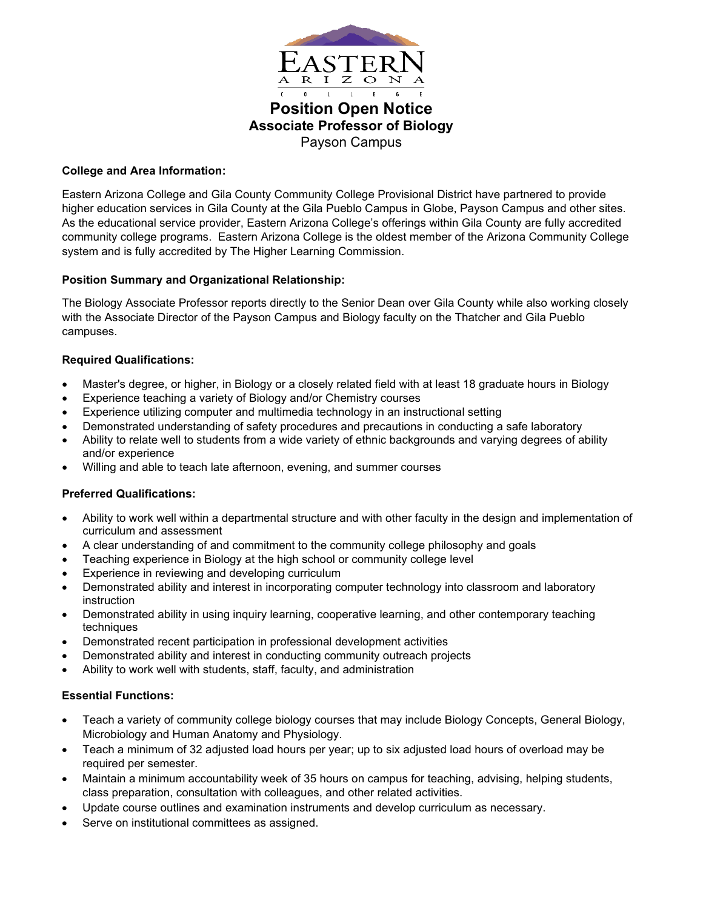# Position Open Notice

## Associate Professor of Biology

Payson Campus

**College and Area Information:**

Eastern Arizona College and Gila County Community College Provisional District have partnered to provide higher education services in Gila County at the Gila Pueblo Campus in Globe, Payson Campus and other sites. As the educational service provider, Eastern Arizona College's offerings within Gila County are fully accredited community college programs. Eastern Arizona College is the oldest member of the Arizona Community College system and is fully accredited by The Higher Learning Commission.

**Position Summary and Organizational Relationship:**

The Biology Associate Professor reports directly to the Senior Dean over Gila County while also working closely with the Associate Director of the Payson Campus and Biology faculty on the Thatcher and Gila Pueblo campuses.

**Required Qualifications:**

- Master's degree, or higher, in Biology or a closely related field with at least 18 graduate hours in Biology
- Experience teaching a variety of Biology and/or Chemistry courses
- Experience utilizing computer and multimedia technology in an instructional setting
- Demonstrated understanding of safety procedures and precautions in conducting a safe laboratory
- Ability to relate well to students from a wide variety of ethnic backgrounds and varying degrees of ability and/or experience
- Willing and able to teach late afternoon, evening, and summer courses

**Preferred Qualifications:**

- Ability to work well within a departmental structure and with other faculty in the design and implementation of curriculum and assessment
- A clear understanding of and commitment to the community college philosophy and goals
- Teaching experience in Biology at the high school or community college level
- Experience in reviewing and developing curriculum
- Demonstrated ability and interest in incorporating computer technology into classroom and laboratory instruction
- Demonstrated ability in using inquiry learning, cooperative learning, and other contemporary teaching techniques
- Demonstrated recent participation in professional development activities
- Demonstrated ability and interest in conducting community outreach projects
- Ability to work well with students, staff, faculty, and administration

**Essential Functions:**

- Teach a variety of community college biology courses that may include Biology Concepts, General Biology, Microbiology and Human Anatomy and Physiology.
- Teach a minimum of 32 adjusted load hours per year; up to six adjusted load hours of overload may be required per semester.
- Maintain a minimum accountability week of 35 hours on campus for teaching, advising, helping students, class preparation, consultation with colleagues, and other related activities.
- Update course outlines and examination instruments and develop curriculum as necessary.
- Serve on institutional committees as assigned.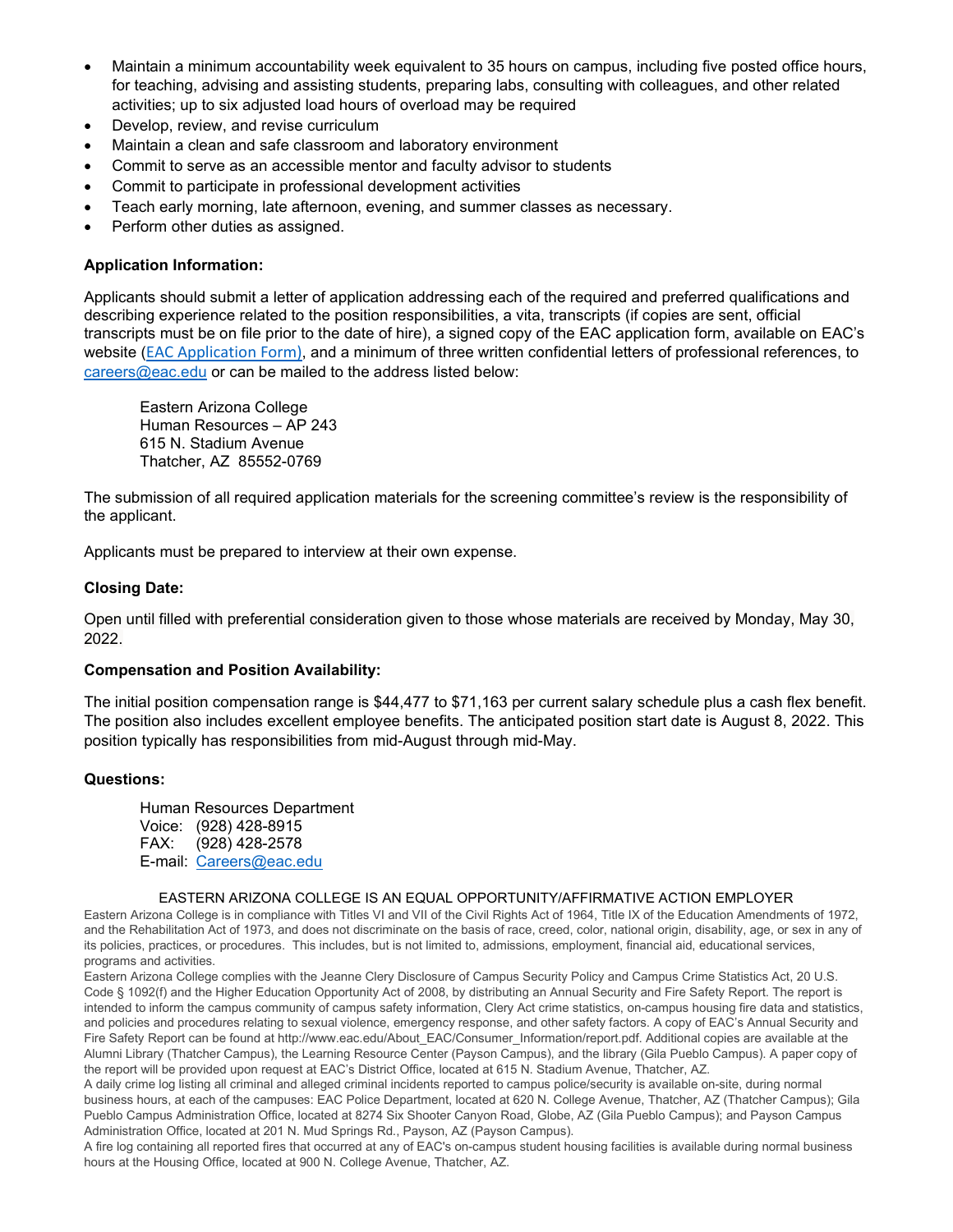- Maintain a minimum accountability week equivalent to 35 hours on campus, including five posted office hours, for teaching, advising and assisting students, preparing labs, consulting with colleagues, and other related activities; up to six adjusted load hours of overload may be required
- Develop, review, and revise curriculum
- Maintain a clean and safe classroom and laboratory environment
- Commit to serve as an accessible mentor and faculty advisor to students
- Commit to participate in professional development activities
- Teach early morning, late afternoon, evening, and summer classes as necessary.
- Perform other duties as assigned.

**Application Information:**

Applicants should submit a letter of application addressing each of the required and preferred qualifications and describing experience related to the position responsibilities, a vita, transcripts (if copies are sent, official transcripts must be on file prior to the date of hire), a signed copy of the EAC application form, available on EAC's website (EAC Application Form), and a minimum of three written confidential letters of professional references, to careers@eac.edu or can be mailed to the address listed below:

> Eastern Arizona College
> Human Resources – AP 243
> 615 N. Stadium Avenue
> Thatcher, AZ 85552-0769

The submission of all required application materials for the screening committee's review is the responsibility of the applicant.

Applicants must be prepared to interview at their own expense.

**Closing Date:**

Open until filled with preferential consideration given to those whose materials are received by Monday, May 30, 2022.

**Compensation and Position Availability:**

The initial position compensation range is $44,477 to $71,163 per current salary schedule plus a cash flex benefit. The position also includes excellent employee benefits. The anticipated position start date is August 8, 2022. This position typically has responsibilities from mid-August through mid-May.

**Questions:**

> Human Resources Department
> Voice: (928) 428-8915
> FAX: (928) 428-2578
> E-mail: Careers@eac.edu

EASTERN ARIZONA COLLEGE IS AN EQUAL OPPORTUNITY/AFFIRMATIVE ACTION EMPLOYER

Eastern Arizona College is in compliance with Titles VI and VII of the Civil Rights Act of 1964, Title IX of the Education Amendments of 1972, and the Rehabilitation Act of 1973, and does not discriminate on the basis of race, creed, color, national origin, disability, age, or sex in any of its policies, practices, or procedures. This includes, but is not limited to, admissions, employment, financial aid, educational services, programs and activities.

Eastern Arizona College complies with the Jeanne Clery Disclosure of Campus Security Policy and Campus Crime Statistics Act, 20 U.S. Code § 1092(f) and the Higher Education Opportunity Act of 2008, by distributing an Annual Security and Fire Safety Report. The report is intended to inform the campus community of campus safety information, Clery Act crime statistics, on-campus housing fire data and statistics, and policies and procedures relating to sexual violence, emergency response, and other safety factors. A copy of EAC's Annual Security and Fire Safety Report can be found at http://www.eac.edu/About_EAC/Consumer_Information/report.pdf. Additional copies are available at the Alumni Library (Thatcher Campus), the Learning Resource Center (Payson Campus), and the library (Gila Pueblo Campus). A paper copy of the report will be provided upon request at EAC's District Office, located at 615 N. Stadium Avenue, Thatcher, AZ.

A daily crime log listing all criminal and alleged criminal incidents reported to campus police/security is available on-site, during normal business hours, at each of the campuses: EAC Police Department, located at 620 N. College Avenue, Thatcher, AZ (Thatcher Campus); Gila Pueblo Campus Administration Office, located at 8274 Six Shooter Canyon Road, Globe, AZ (Gila Pueblo Campus); and Payson Campus Administration Office, located at 201 N. Mud Springs Rd., Payson, AZ (Payson Campus).

A fire log containing all reported fires that occurred at any of EAC's on-campus student housing facilities is available during normal business hours at the Housing Office, located at 900 N. College Avenue, Thatcher, AZ.